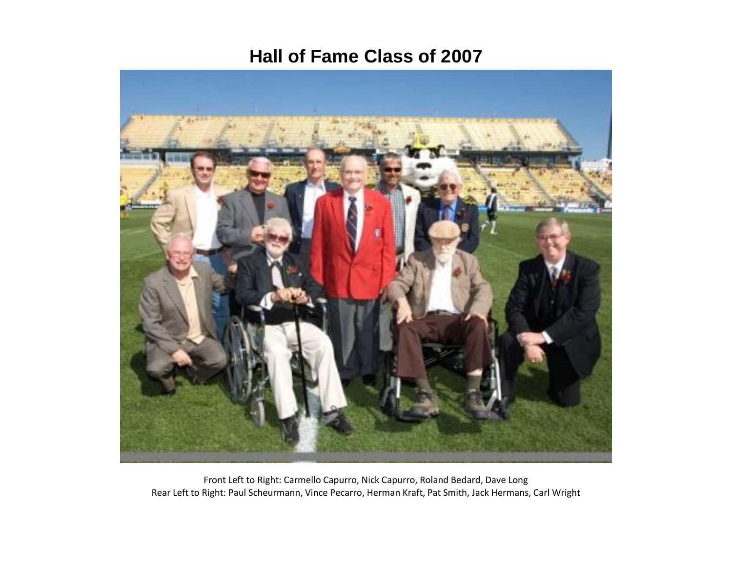# Hall of Fame Class of 2007

Front Left to Right: Carmello Capurro, Nick Capurro, Roland Bedard, Dave Long
Rear Left to Right: Paul Scheurmann, Vince Pecarro, Herman Kraft, Pat Smith, Jack Hermans, Carl Wright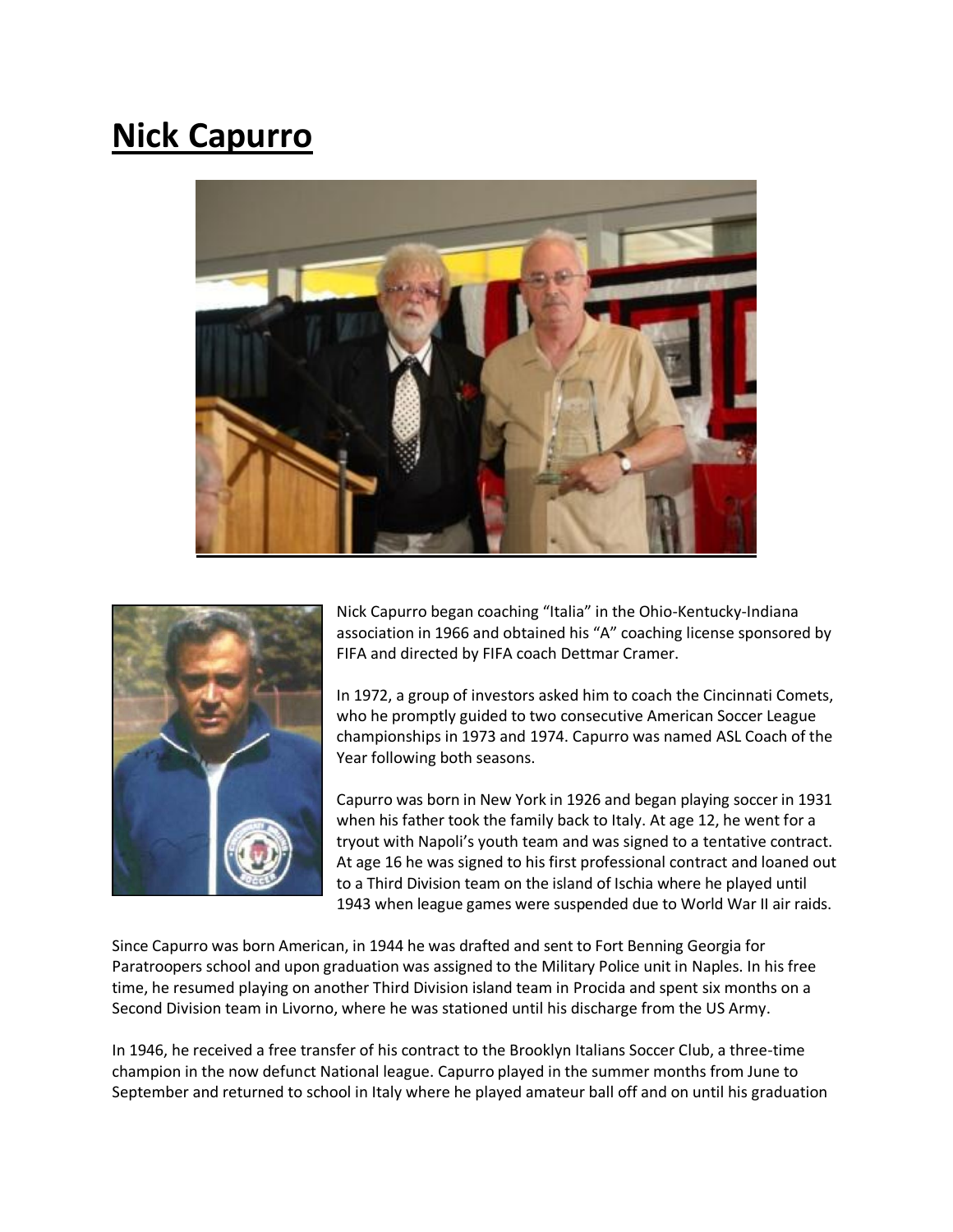# Nick Capurro

Nick Capurro began coaching "Italia" in the Ohio-Kentucky-Indiana association in 1966 and obtained his "A" coaching license sponsored by FIFA and directed by FIFA coach Dettmar Cramer.

In 1972, a group of investors asked him to coach the Cincinnati Comets, who he promptly guided to two consecutive American Soccer League championships in 1973 and 1974. Capurro was named ASL Coach of the Year following both seasons.

Capurro was born in New York in 1926 and began playing soccer in 1931 when his father took the family back to Italy. At age 12, he went for a tryout with Napoli's youth team and was signed to a tentative contract. At age 16 he was signed to his first professional contract and loaned out to a Third Division team on the island of Ischia where he played until 1943 when league games were suspended due to World War II air raids.

Since Capurro was born American, in 1944 he was drafted and sent to Fort Benning Georgia for Paratroopers school and upon graduation was assigned to the Military Police unit in Naples. In his free time, he resumed playing on another Third Division island team in Procida and spent six months on a Second Division team in Livorno, where he was stationed until his discharge from the US Army.

In 1946, he received a free transfer of his contract to the Brooklyn Italians Soccer Club, a three-time champion in the now defunct National league. Capurro played in the summer months from June to September and returned to school in Italy where he played amateur ball off and on until his graduation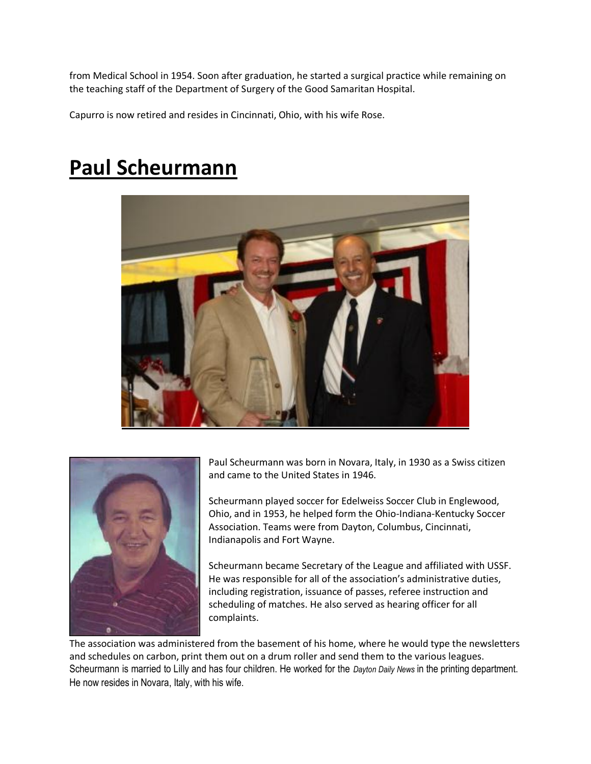from Medical School in 1954. Soon after graduation, he started a surgical practice while remaining on the teaching staff of the Department of Surgery of the Good Samaritan Hospital.

Capurro is now retired and resides in Cincinnati, Ohio, with his wife Rose.

# Paul Scheurmann

Paul Scheurmann was born in Novara, Italy, in 1930 as a Swiss citizen and came to the United States in 1946.

Scheurmann played soccer for Edelweiss Soccer Club in Englewood, Ohio, and in 1953, he helped form the Ohio-Indiana-Kentucky Soccer Association. Teams were from Dayton, Columbus, Cincinnati, Indianapolis and Fort Wayne.

Scheurmann became Secretary of the League and affiliated with USSF. He was responsible for all of the association's administrative duties, including registration, issuance of passes, referee instruction and scheduling of matches. He also served as hearing officer for all complaints.

The association was administered from the basement of his home, where he would type the newsletters and schedules on carbon, print them out on a drum roller and send them to the various leagues. Scheurmann is married to Lilly and has four children. He worked for the *Dayton Daily News* in the printing department. He now resides in Novara, Italy, with his wife.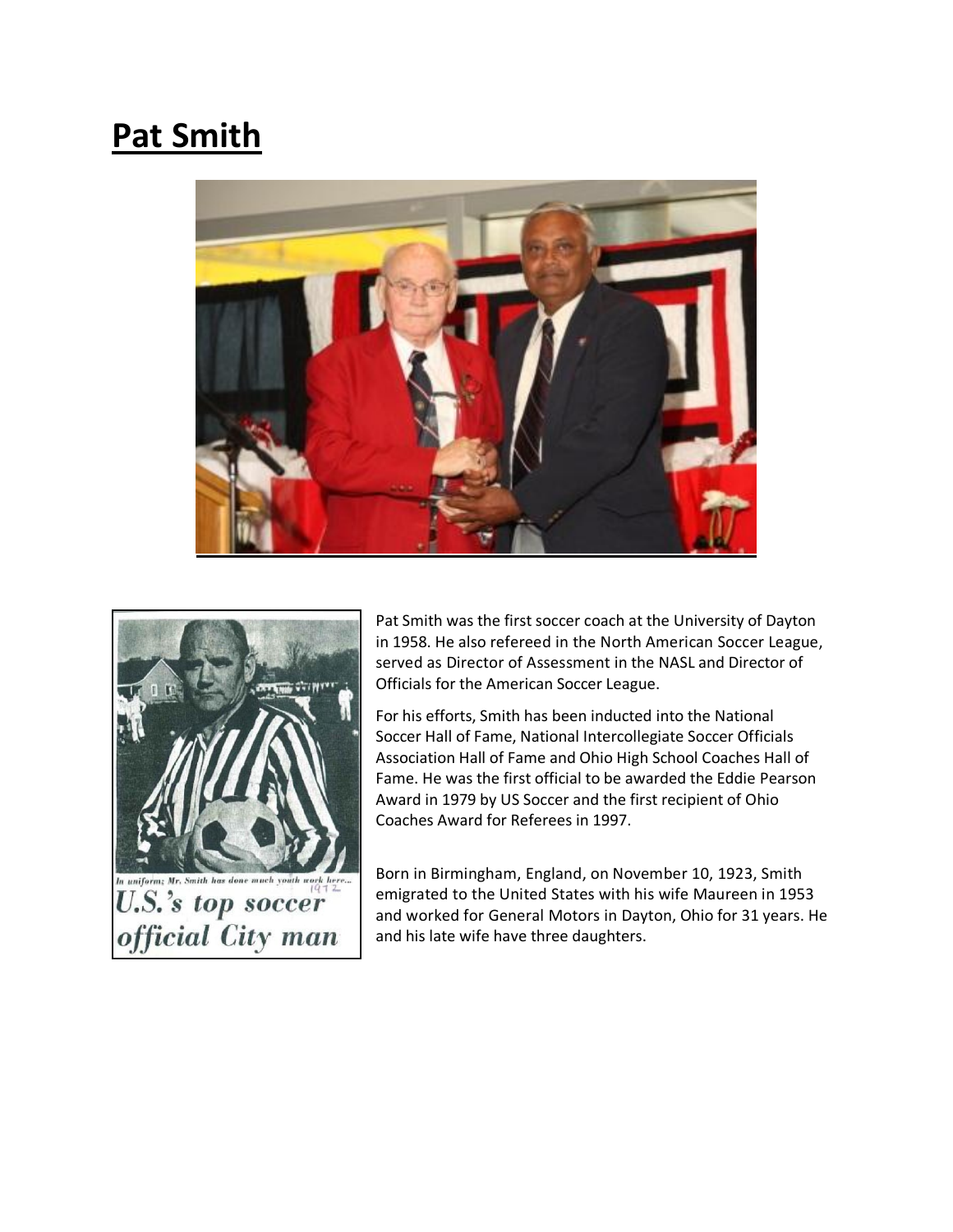# Pat Smith

In uniform: Mr. Smith has done much youth work here... 1972

U.S.'s top soccer official City man

Pat Smith was the first soccer coach at the University of Dayton in 1958. He also refereed in the North American Soccer League, served as Director of Assessment in the NASL and Director of Officials for the American Soccer League.

For his efforts, Smith has been inducted into the National Soccer Hall of Fame, National Intercollegiate Soccer Officials Association Hall of Fame and Ohio High School Coaches Hall of Fame. He was the first official to be awarded the Eddie Pearson Award in 1979 by US Soccer and the first recipient of Ohio Coaches Award for Referees in 1997.

Born in Birmingham, England, on November 10, 1923, Smith emigrated to the United States with his wife Maureen in 1953 and worked for General Motors in Dayton, Ohio for 31 years. He and his late wife have three daughters.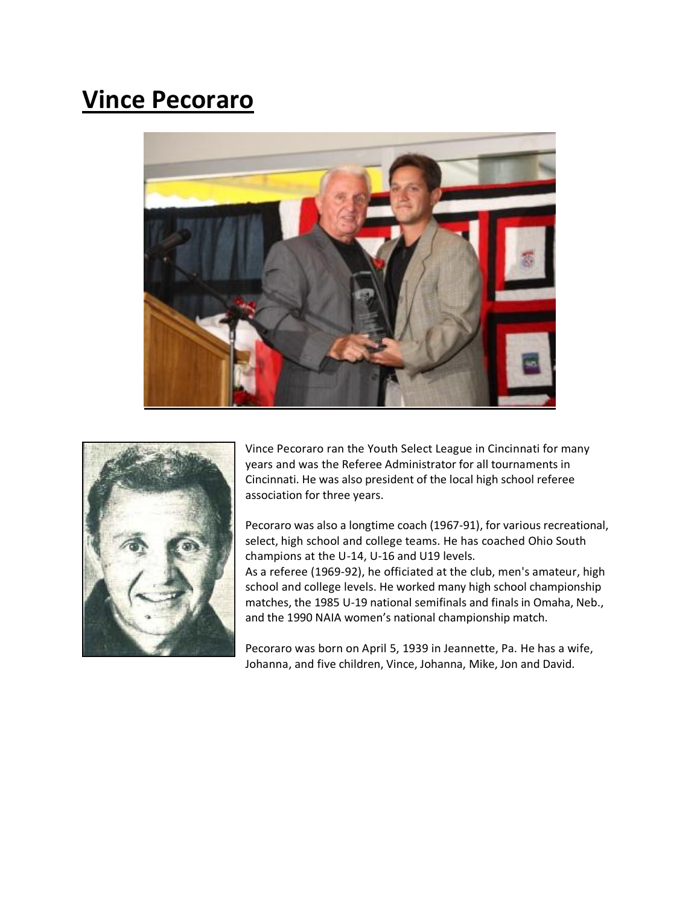# Vince Pecoraro

Vince Pecoraro ran the Youth Select League in Cincinnati for many years and was the Referee Administrator for all tournaments in Cincinnati. He was also president of the local high school referee association for three years.

Pecoraro was also a longtime coach (1967-91), for various recreational, select, high school and college teams. He has coached Ohio South champions at the U-14, U-16 and U19 levels.
As a referee (1969-92), he officiated at the club, men's amateur, high school and college levels. He worked many high school championship matches, the 1985 U-19 national semifinals and finals in Omaha, Neb., and the 1990 NAIA women's national championship match.

Pecoraro was born on April 5, 1939 in Jeannette, Pa. He has a wife, Johanna, and five children, Vince, Johanna, Mike, Jon and David.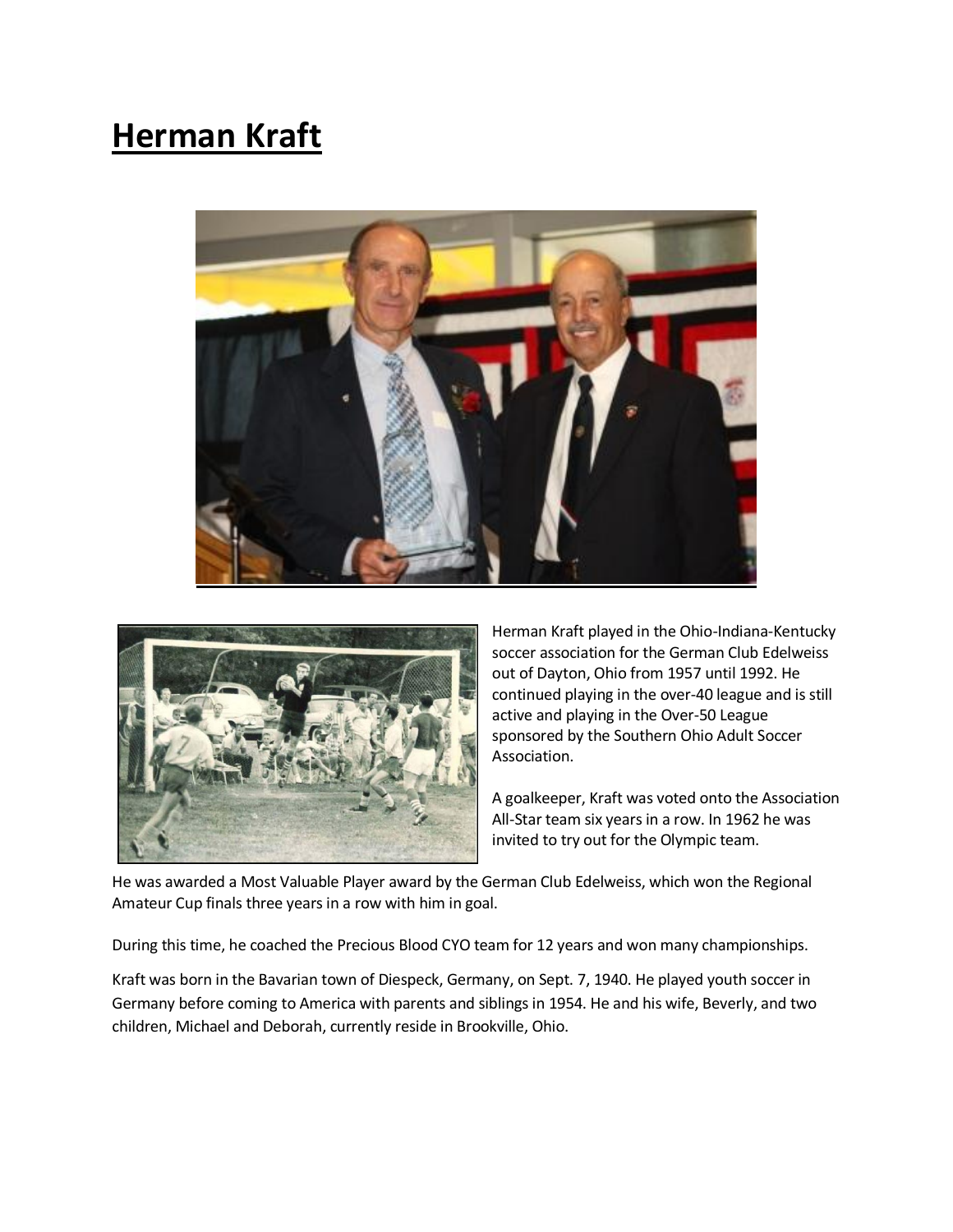# Herman Kraft

Herman Kraft played in the Ohio-Indiana-Kentucky soccer association for the German Club Edelweiss out of Dayton, Ohio from 1957 until 1992. He continued playing in the over-40 league and is still active and playing in the Over-50 League sponsored by the Southern Ohio Adult Soccer Association.

A goalkeeper, Kraft was voted onto the Association All-Star team six years in a row. In 1962 he was invited to try out for the Olympic team.

He was awarded a Most Valuable Player award by the German Club Edelweiss, which won the Regional Amateur Cup finals three years in a row with him in goal.

During this time, he coached the Precious Blood CYO team for 12 years and won many championships.

Kraft was born in the Bavarian town of Diespeck, Germany, on Sept. 7, 1940. He played youth soccer in Germany before coming to America with parents and siblings in 1954. He and his wife, Beverly, and two children, Michael and Deborah, currently reside in Brookville, Ohio.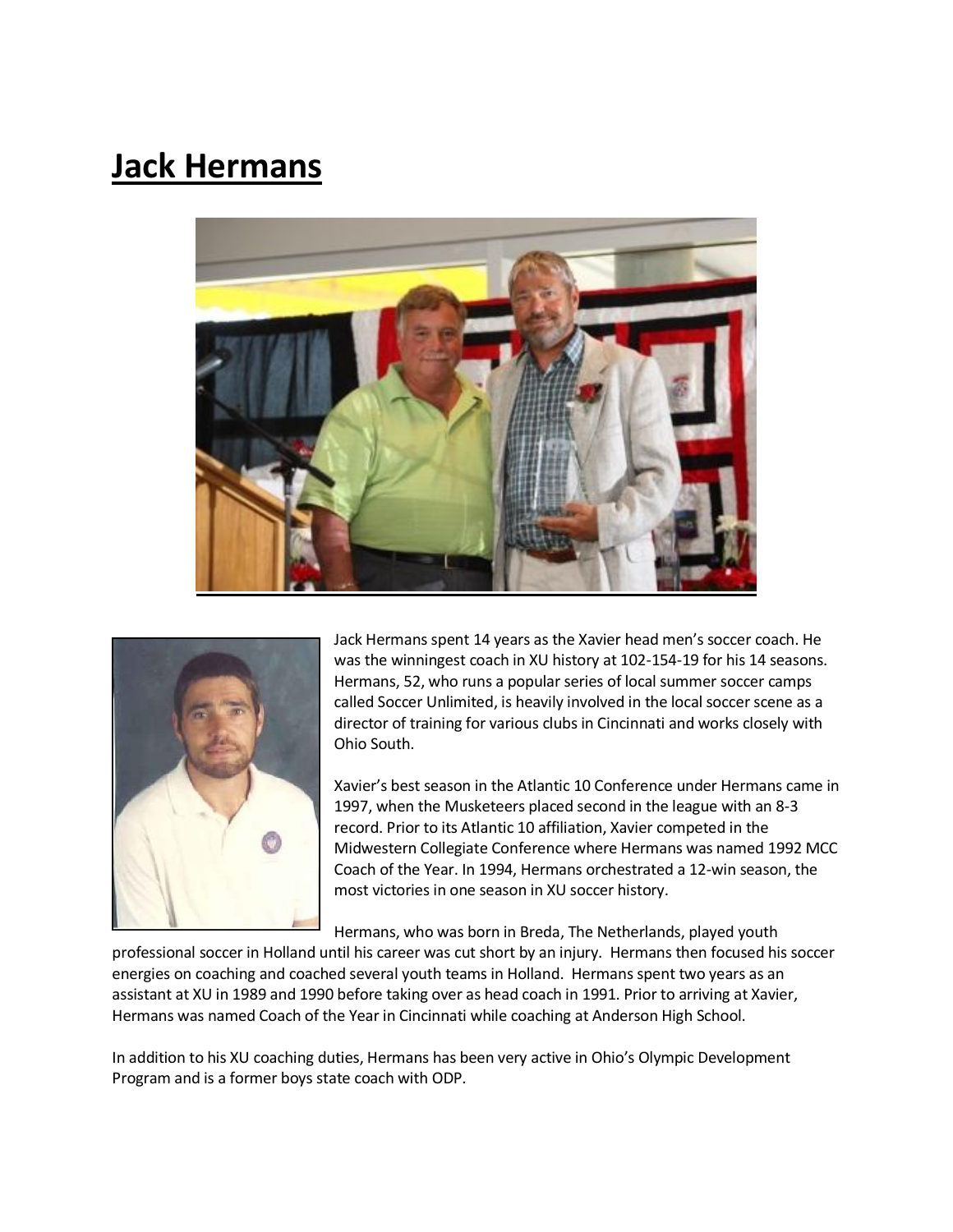# Jack Hermans

Jack Hermans spent 14 years as the Xavier head men's soccer coach. He was the winningest coach in XU history at 102-154-19 for his 14 seasons. Hermans, 52, who runs a popular series of local summer soccer camps called Soccer Unlimited, is heavily involved in the local soccer scene as a director of training for various clubs in Cincinnati and works closely with Ohio South.

Xavier's best season in the Atlantic 10 Conference under Hermans came in 1997, when the Musketeers placed second in the league with an 8-3 record. Prior to its Atlantic 10 affiliation, Xavier competed in the Midwestern Collegiate Conference where Hermans was named 1992 MCC Coach of the Year. In 1994, Hermans orchestrated a 12-win season, the most victories in one season in XU soccer history.

Hermans, who was born in Breda, The Netherlands, played youth professional soccer in Holland until his career was cut short by an injury. Hermans then focused his soccer energies on coaching and coached several youth teams in Holland. Hermans spent two years as an assistant at XU in 1989 and 1990 before taking over as head coach in 1991. Prior to arriving at Xavier, Hermans was named Coach of the Year in Cincinnati while coaching at Anderson High School.

In addition to his XU coaching duties, Hermans has been very active in Ohio's Olympic Development Program and is a former boys state coach with ODP.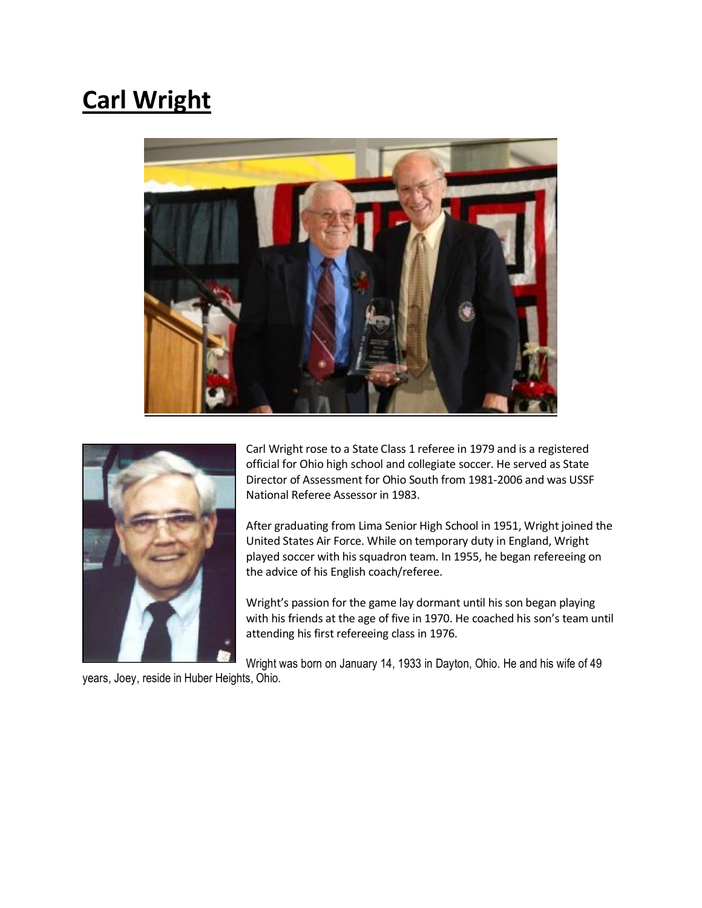# Carl Wright

Carl Wright rose to a State Class 1 referee in 1979 and is a registered official for Ohio high school and collegiate soccer. He served as State Director of Assessment for Ohio South from 1981-2006 and was USSF National Referee Assessor in 1983.

After graduating from Lima Senior High School in 1951, Wright joined the United States Air Force. While on temporary duty in England, Wright played soccer with his squadron team. In 1955, he began refereeing on the advice of his English coach/referee.

Wright's passion for the game lay dormant until his son began playing with his friends at the age of five in 1970. He coached his son's team until attending his first refereeing class in 1976.

Wright was born on January 14, 1933 in Dayton, Ohio. He and his wife of 49 years, Joey, reside in Huber Heights, Ohio.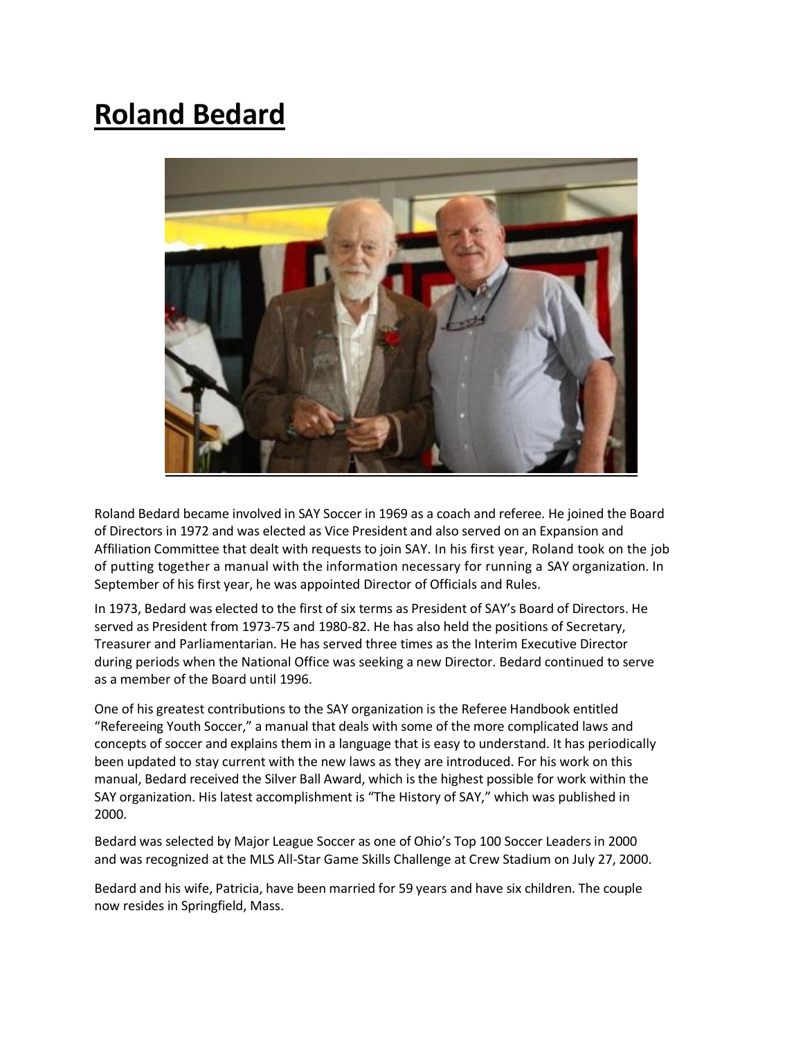# Roland Bedard

Roland Bedard became involved in SAY Soccer in 1969 as a coach and referee. He joined the Board of Directors in 1972 and was elected as Vice President and also served on an Expansion and Affiliation Committee that dealt with requests to join SAY. In his first year, Roland took on the job of putting together a manual with the information necessary for running a SAY organization. In September of his first year, he was appointed Director of Officials and Rules.

In 1973, Bedard was elected to the first of six terms as President of SAY's Board of Directors. He served as President from 1973-75 and 1980-82. He has also held the positions of Secretary, Treasurer and Parliamentarian. He has served three times as the Interim Executive Director during periods when the National Office was seeking a new Director. Bedard continued to serve as a member of the Board until 1996.

One of his greatest contributions to the SAY organization is the Referee Handbook entitled "Refereeing Youth Soccer," a manual that deals with some of the more complicated laws and concepts of soccer and explains them in a language that is easy to understand. It has periodically been updated to stay current with the new laws as they are introduced. For his work on this manual, Bedard received the Silver Ball Award, which is the highest possible for work within the SAY organization. His latest accomplishment is "The History of SAY," which was published in 2000.

Bedard was selected by Major League Soccer as one of Ohio's Top 100 Soccer Leaders in 2000 and was recognized at the MLS All-Star Game Skills Challenge at Crew Stadium on July 27, 2000.

Bedard and his wife, Patricia, have been married for 59 years and have six children. The couple now resides in Springfield, Mass.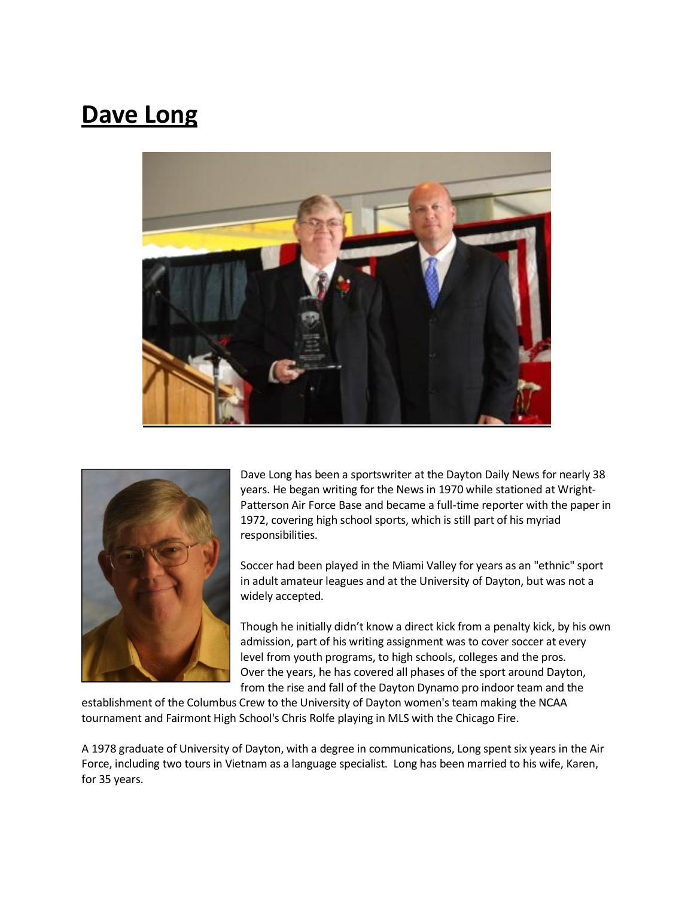# Dave Long

Dave Long has been a sportswriter at the Dayton Daily News for nearly 38 years. He began writing for the News in 1970 while stationed at Wright-Patterson Air Force Base and became a full-time reporter with the paper in 1972, covering high school sports, which is still part of his myriad responsibilities.

Soccer had been played in the Miami Valley for years as an "ethnic" sport in adult amateur leagues and at the University of Dayton, but was not a widely accepted.

Though he initially didn't know a direct kick from a penalty kick, by his own admission, part of his writing assignment was to cover soccer at every level from youth programs, to high schools, colleges and the pros. Over the years, he has covered all phases of the sport around Dayton, from the rise and fall of the Dayton Dynamo pro indoor team and the establishment of the Columbus Crew to the University of Dayton women's team making the NCAA tournament and Fairmont High School's Chris Rolfe playing in MLS with the Chicago Fire.

A 1978 graduate of University of Dayton, with a degree in communications, Long spent six years in the Air Force, including two tours in Vietnam as a language specialist. Long has been married to his wife, Karen, for 35 years.